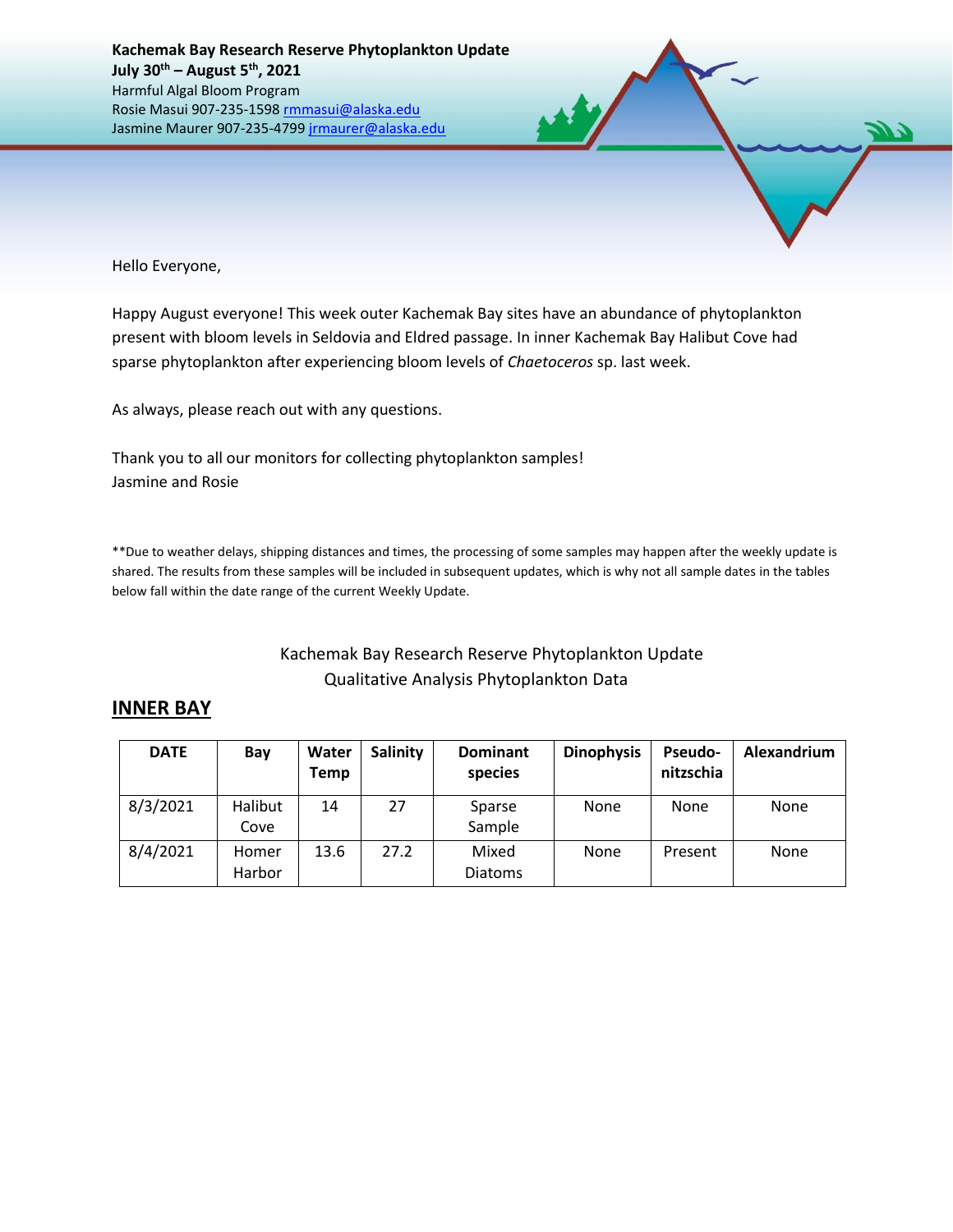**Kachemak Bay Research Reserve Phytoplankton Update**
**July 30th – August 5th, 2021**
Harmful Algal Bloom Program
Rosie Masui 907-235-1598 rmmasui@alaska.edu
Jasmine Maurer 907-235-4799 jrmaurer@alaska.edu

Hello Everyone,

Happy August everyone! This week outer Kachemak Bay sites have an abundance of phytoplankton present with bloom levels in Seldovia and Eldred passage. In inner Kachemak Bay Halibut Cove had sparse phytoplankton after experiencing bloom levels of *Chaetoceros* sp. last week.

As always, please reach out with any questions.

Thank you to all our monitors for collecting phytoplankton samples!
Jasmine and Rosie

**Due to weather delays, shipping distances and times, the processing of some samples may happen after the weekly update is shared. The results from these samples will be included in subsequent updates, which is why not all sample dates in the tables below fall within the date range of the current Weekly Update.

Kachemak Bay Research Reserve Phytoplankton Update
Qualitative Analysis Phytoplankton Data

## INNER BAY

| DATE | Bay | Water Temp | Salinity | Dominant species | Dinophysis | Pseudo-nitzschia | Alexandrium |
|---|---|---|---|---|---|---|---|
| 8/3/2021 | Halibut Cove | 14 | 27 | Sparse Sample | None | None | None |
| 8/4/2021 | Homer Harbor | 13.6 | 27.2 | Mixed Diatoms | None | Present | None |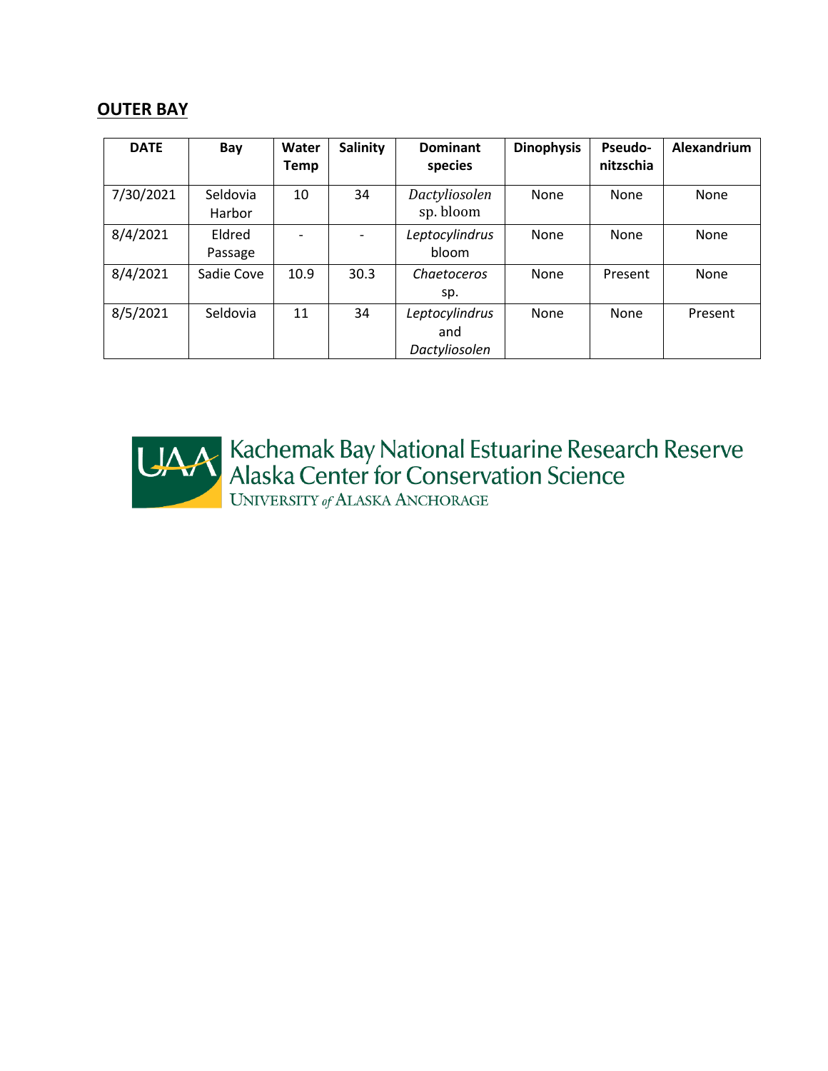## OUTER BAY

| DATE | Bay | Water Temp | Salinity | Dominant species | Dinophysis | Pseudo-nitzschia | Alexandrium |
|---|---|---|---|---|---|---|---|
| 7/30/2021 | Seldovia Harbor | 10 | 34 | *Dactyliosolen* sp. bloom | None | None | None |
| 8/4/2021 | Eldred Passage | - | - | *Leptocylindrus* bloom | None | None | None |
| 8/4/2021 | Sadie Cove | 10.9 | 30.3 | *Chaetoceros* sp. | None | Present | None |
| 8/5/2021 | Seldovia | 11 | 34 | *Leptocylindrus* and *Dactyliosolen* | None | None | Present |

UAA Kachemak Bay National Estuarine Research Reserve
Alaska Center for Conservation Science
UNIVERSITY of ALASKA ANCHORAGE